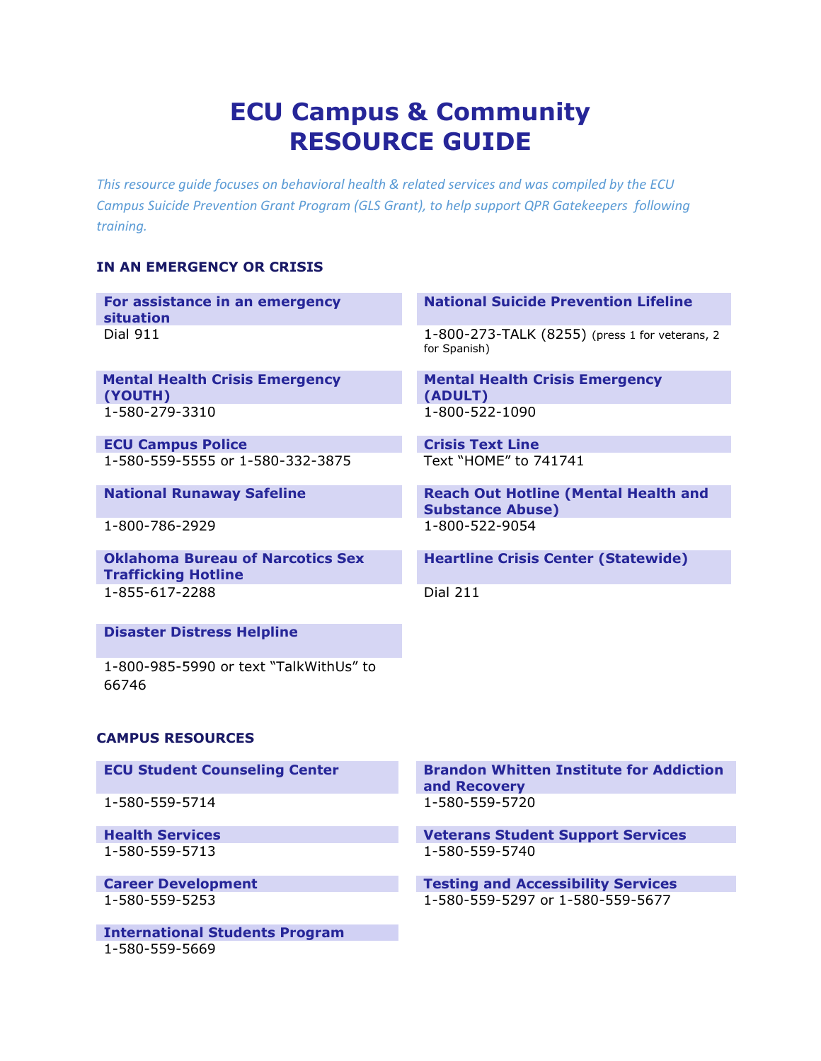# ECU Campus & Community RESOURCE GUIDE

*This resource guide focuses on behavioral health & related services and was compiled by the ECU Campus Suicide Prevention Grant Program (GLS Grant), to help support QPR Gatekeepers following training.*

## IN AN EMERGENCY OR CRISIS

**For assistance in an emergency situation**
Dial 911

**National Suicide Prevention Lifeline**
1-800-273-TALK (8255) (press 1 for veterans, 2 for Spanish)

**Mental Health Crisis Emergency (YOUTH)**
1-580-279-3310

**Mental Health Crisis Emergency (ADULT)**
1-800-522-1090

**ECU Campus Police**
1-580-559-5555 or 1-580-332-3875

**Crisis Text Line**
Text "HOME" to 741741

**National Runaway Safeline**
1-800-786-2929

**Reach Out Hotline (Mental Health and Substance Abuse)**
1-800-522-9054

**Oklahoma Bureau of Narcotics Sex Trafficking Hotline**
1-855-617-2288

**Heartline Crisis Center (Statewide)**
Dial 211

**Disaster Distress Helpline**
1-800-985-5990 or text "TalkWithUs" to 66746

## CAMPUS RESOURCES

**ECU Student Counseling Center**
1-580-559-5714

**Brandon Whitten Institute for Addiction and Recovery**
1-580-559-5720

**Health Services**
1-580-559-5713

**Veterans Student Support Services**
1-580-559-5740

**Career Development**
1-580-559-5253

**Testing and Accessibility Services**
1-580-559-5297 or 1-580-559-5677

**International Students Program**
1-580-559-5669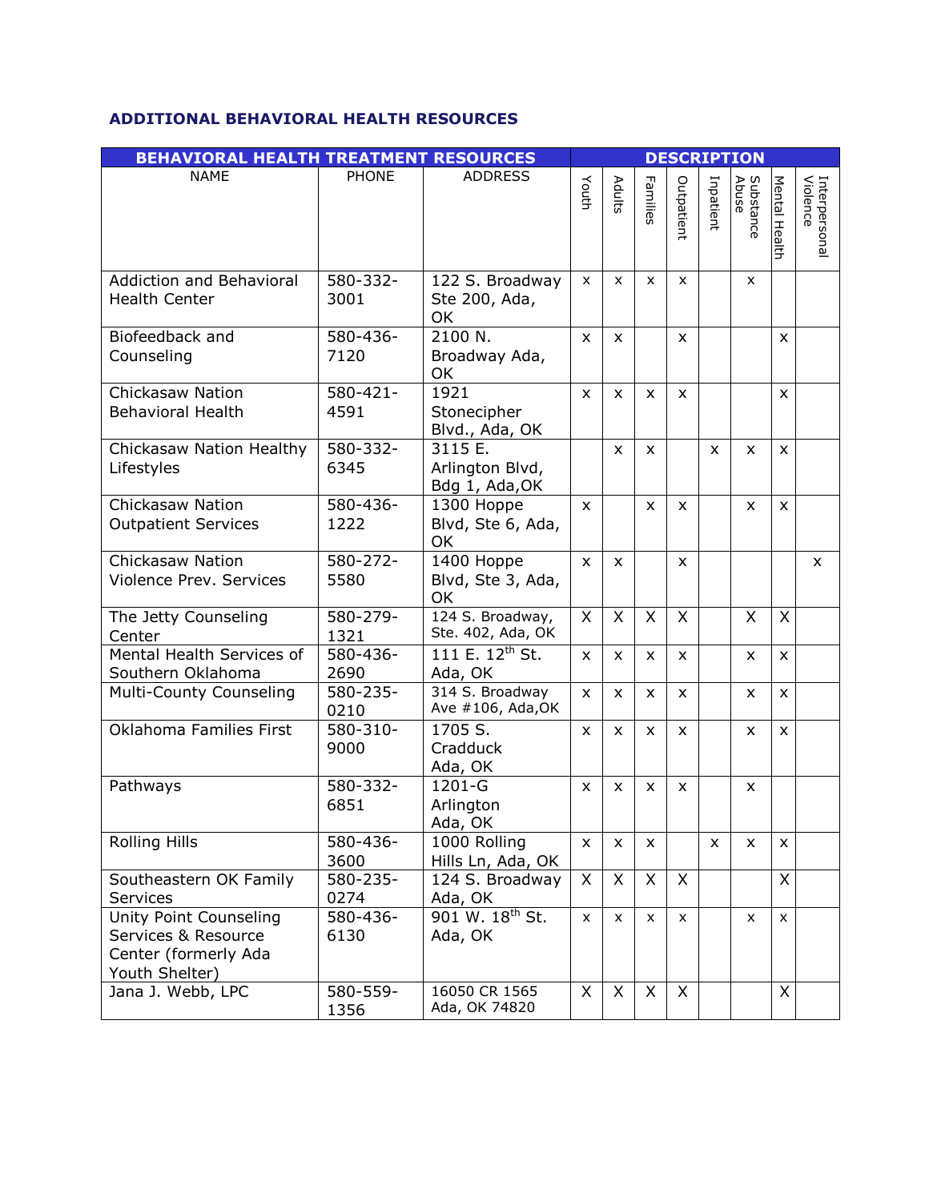## ADDITIONAL BEHAVIORAL HEALTH RESOURCES

| BEHAVIORAL HEALTH TREATMENT RESOURCES | | | DESCRIPTION | | | | | | | |
|---|---|---|---|---|---|---|---|---|---|---|
| NAME | PHONE | ADDRESS | Youth | Adults | Families | Outpatient | Inpatient | Substance Abuse | Mental Health | Interpersonal Violence |
| Addiction and Behavioral Health Center | 580-332-3001 | 122 S. Broadway Ste 200, Ada, OK | x | x | x | x | | x | | |
| Biofeedback and Counseling | 580-436-7120 | 2100 N. Broadway Ada, OK | x | x | | x | | | x | |
| Chickasaw Nation Behavioral Health | 580-421-4591 | 1921 Stonecipher Blvd., Ada, OK | x | x | x | x | | | x | |
| Chickasaw Nation Healthy Lifestyles | 580-332-6345 | 3115 E. Arlington Blvd, Bdg 1, Ada,OK | | x | x | | x | x | x | |
| Chickasaw Nation Outpatient Services | 580-436-1222 | 1300 Hoppe Blvd, Ste 6, Ada, OK | x | | x | x | | x | x | |
| Chickasaw Nation Violence Prev. Services | 580-272-5580 | 1400 Hoppe Blvd, Ste 3, Ada, OK | x | x | | x | | | | x |
| The Jetty Counseling Center | 580-279-1321 | 124 S. Broadway, Ste. 402, Ada, OK | X | X | X | X | | X | X | |
| Mental Health Services of Southern Oklahoma | 580-436-2690 | 111 E. 12th St. Ada, OK | x | x | x | x | | x | x | |
| Multi-County Counseling | 580-235-0210 | 314 S. Broadway Ave #106, Ada,OK | x | x | x | x | | x | x | |
| Oklahoma Families First | 580-310-9000 | 1705 S. Cradduck Ada, OK | x | x | x | x | | x | x | |
| Pathways | 580-332-6851 | 1201-G Arlington Ada, OK | x | x | x | x | | x | | |
| Rolling Hills | 580-436-3600 | 1000 Rolling Hills Ln, Ada, OK | x | x | x | | x | x | x | |
| Southeastern OK Family Services | 580-235-0274 | 124 S. Broadway Ada, OK | X | X | X | X | | | X | |
| Unity Point Counseling Services & Resource Center (formerly Ada Youth Shelter) | 580-436-6130 | 901 W. 18th St. Ada, OK | x | x | x | x | | x | x | |
| Jana J. Webb, LPC | 580-559-1356 | 16050 CR 1565 Ada, OK 74820 | X | X | X | X | | | X | |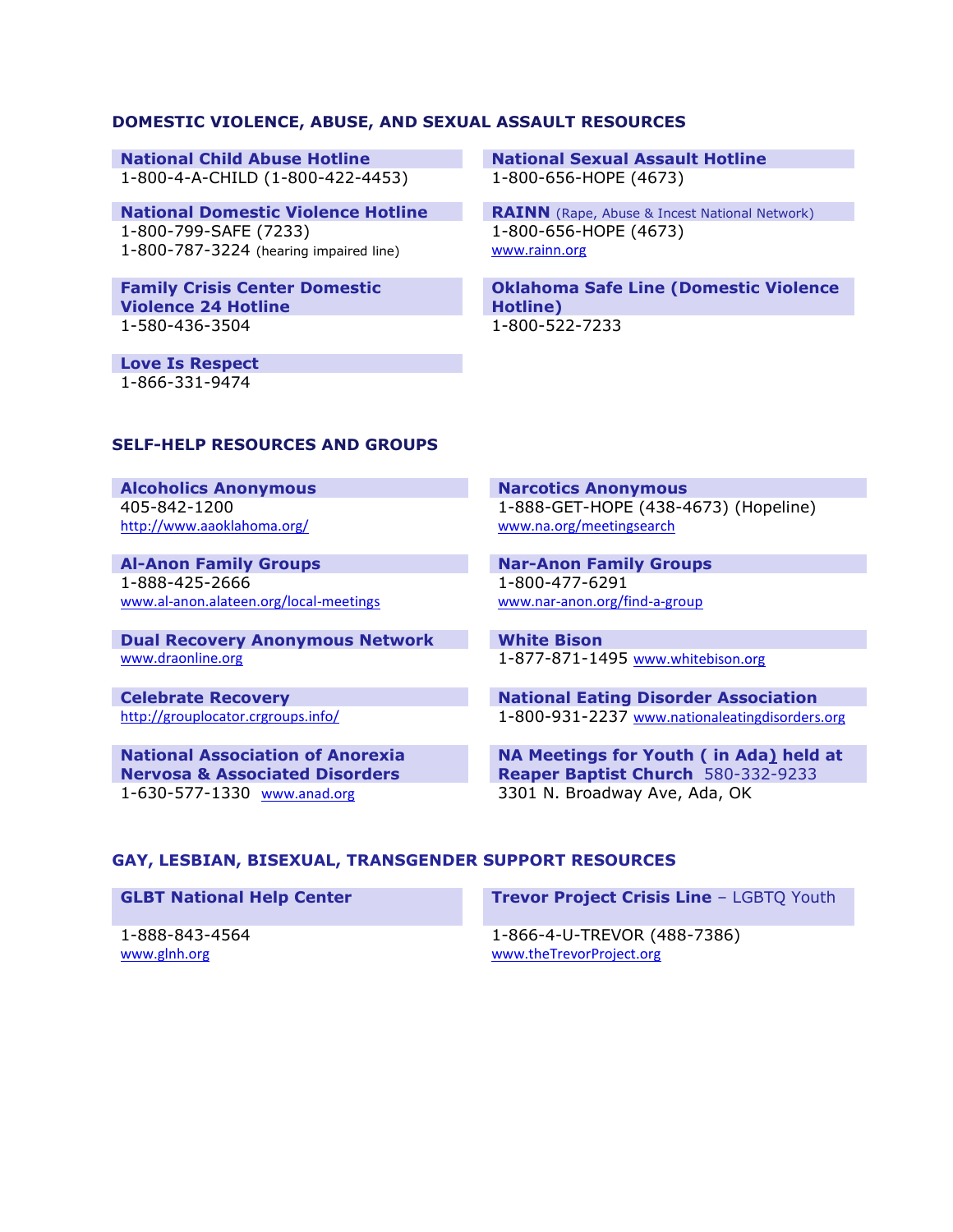## DOMESTIC VIOLENCE, ABUSE, AND SEXUAL ASSAULT RESOURCES

**National Child Abuse Hotline**
1-800-4-A-CHILD (1-800-422-4453)

**National Domestic Violence Hotline**
1-800-799-SAFE (7233)
1-800-787-3224 (hearing impaired line)

**Family Crisis Center Domestic Violence 24 Hotline**
1-580-436-3504

**Love Is Respect**
1-866-331-9474

**National Sexual Assault Hotline**
1-800-656-HOPE (4673)

**RAINN** (Rape, Abuse & Incest National Network)
1-800-656-HOPE (4673)
www.rainn.org

**Oklahoma Safe Line (Domestic Violence Hotline)**
1-800-522-7233

## SELF-HELP RESOURCES AND GROUPS

**Alcoholics Anonymous**
405-842-1200
http://www.aaoklahoma.org/

**Al-Anon Family Groups**
1-888-425-2666
www.al-anon.alateen.org/local-meetings

**Dual Recovery Anonymous Network**
www.draonline.org

**Celebrate Recovery**
http://grouplocator.crgroups.info/

**National Association of Anorexia Nervosa & Associated Disorders**
1-630-577-1330 www.anad.org

**Narcotics Anonymous**
1-888-GET-HOPE (438-4673) (Hopeline)
www.na.org/meetingsearch

**Nar-Anon Family Groups**
1-800-477-6291
www.nar-anon.org/find-a-group

**White Bison**
1-877-871-1495 www.whitebison.org

**National Eating Disorder Association**
1-800-931-2237 www.nationaleatingdisorders.org

**NA Meetings for Youth ( in Ada) held at Reaper Baptist Church** 580-332-9233
3301 N. Broadway Ave, Ada, OK

## GAY, LESBIAN, BISEXUAL, TRANSGENDER SUPPORT RESOURCES

**GLBT National Help Center**
1-888-843-4564
www.glnh.org

**Trevor Project Crisis Line** – LGBTQ Youth
1-866-4-U-TREVOR (488-7386)
www.theTrevorProject.org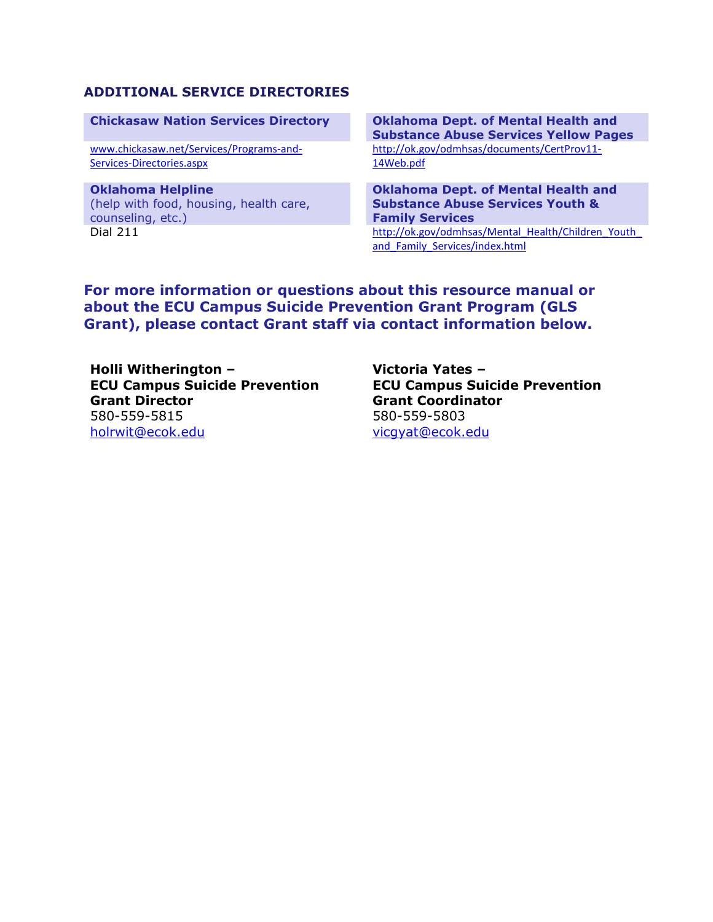## ADDITIONAL SERVICE DIRECTORIES

**Chickasaw Nation Services Directory**

www.chickasaw.net/Services/Programs-and-Services-Directories.aspx

**Oklahoma Helpline**
(help with food, housing, health care, counseling, etc.)

Dial 211

**Oklahoma Dept. of Mental Health and Substance Abuse Services Yellow Pages**

http://ok.gov/odmhsas/documents/CertProv11-14Web.pdf

**Oklahoma Dept. of Mental Health and Substance Abuse Services Youth & Family Services**

http://ok.gov/odmhsas/Mental_Health/Children_Youth_and_Family_Services/index.html

### For more information or questions about this resource manual or about the ECU Campus Suicide Prevention Grant Program (GLS Grant), please contact Grant staff via contact information below.

**Holli Witherington –**
**ECU Campus Suicide Prevention Grant Director**
580-559-5815
holrwit@ecok.edu

**Victoria Yates –**
**ECU Campus Suicide Prevention Grant Coordinator**
580-559-5803
vicgyat@ecok.edu